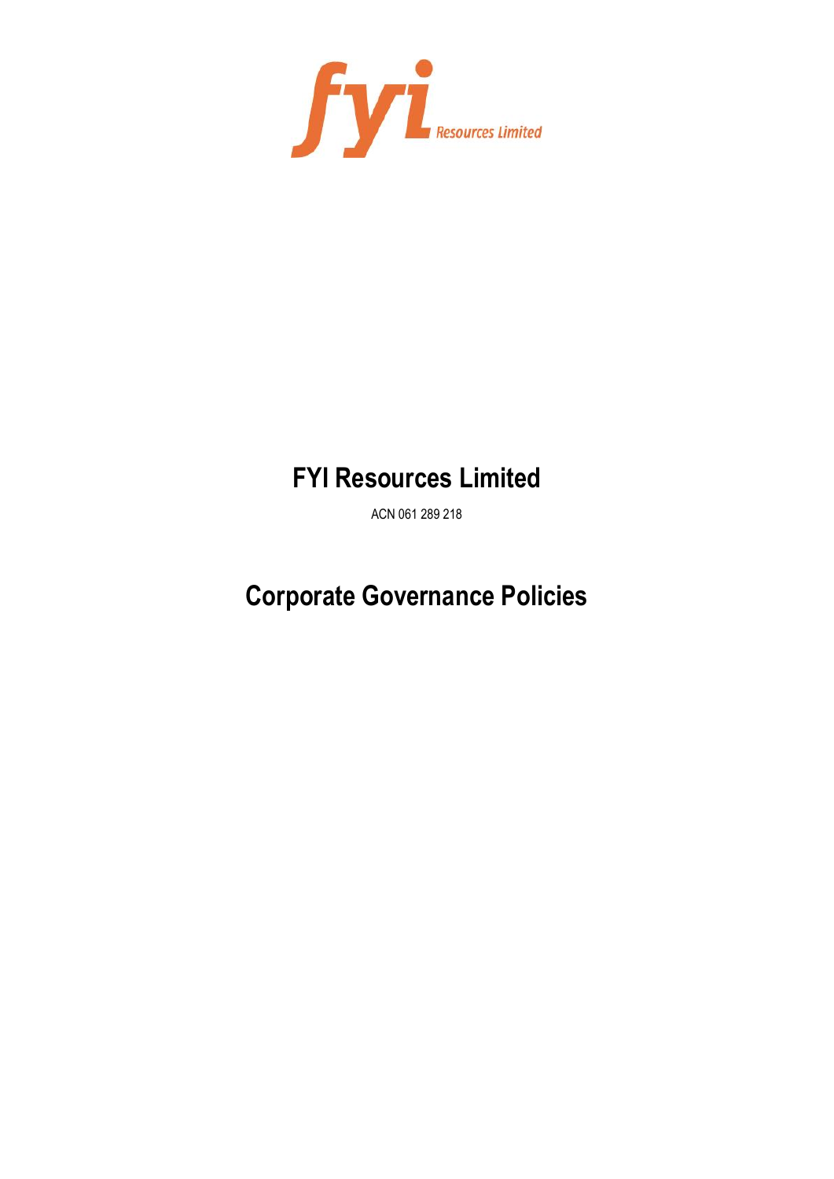# FYI Resources Limited

ACN 061 289 218

# Corporate Governance Policies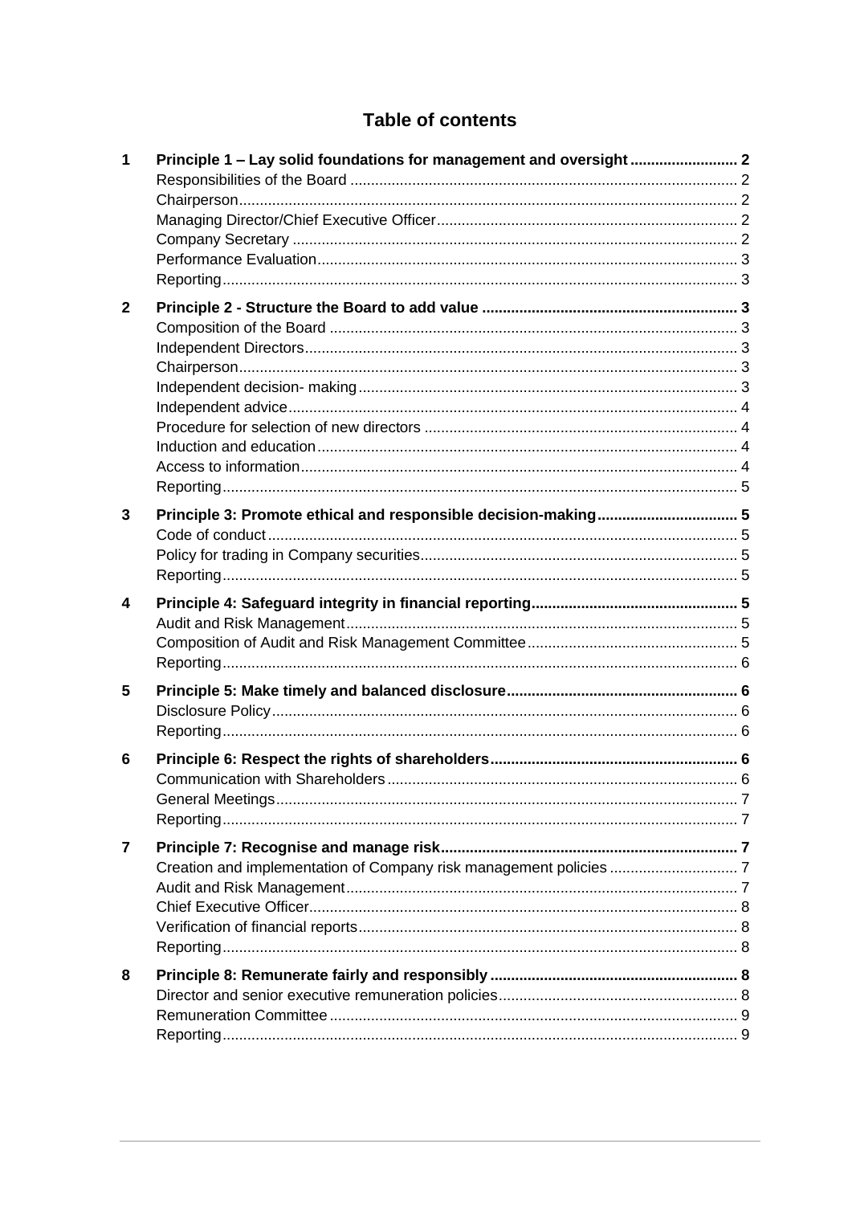# Table of contents

| | | |
|---|---|---|
| **1** | **Principle 1 – Lay solid foundations for management and oversight** | **2** |
| | Responsibilities of the Board | 2 |
| | Chairperson | 2 |
| | Managing Director/Chief Executive Officer | 2 |
| | Company Secretary | 2 |
| | Performance Evaluation | 3 |
| | Reporting | 3 |
| **2** | **Principle 2 - Structure the Board to add value** | **3** |
| | Composition of the Board | 3 |
| | Independent Directors | 3 |
| | Chairperson | 3 |
| | Independent decision- making | 3 |
| | Independent advice | 4 |
| | Procedure for selection of new directors | 4 |
| | Induction and education | 4 |
| | Access to information | 4 |
| | Reporting | 5 |
| **3** | **Principle 3: Promote ethical and responsible decision-making** | **5** |
| | Code of conduct | 5 |
| | Policy for trading in Company securities | 5 |
| | Reporting | 5 |
| **4** | **Principle 4: Safeguard integrity in financial reporting** | **5** |
| | Audit and Risk Management | 5 |
| | Composition of Audit and Risk Management Committee | 5 |
| | Reporting | 6 |
| **5** | **Principle 5: Make timely and balanced disclosure** | **6** |
| | Disclosure Policy | 6 |
| | Reporting | 6 |
| **6** | **Principle 6: Respect the rights of shareholders** | **6** |
| | Communication with Shareholders | 6 |
| | General Meetings | 7 |
| | Reporting | 7 |
| **7** | **Principle 7: Recognise and manage risk** | **7** |
| | Creation and implementation of Company risk management policies | 7 |
| | Audit and Risk Management | 7 |
| | Chief Executive Officer | 8 |
| | Verification of financial reports | 8 |
| | Reporting | 8 |
| **8** | **Principle 8: Remunerate fairly and responsibly** | **8** |
| | Director and senior executive remuneration policies | 8 |
| | Remuneration Committee | 9 |
| | Reporting | 9 |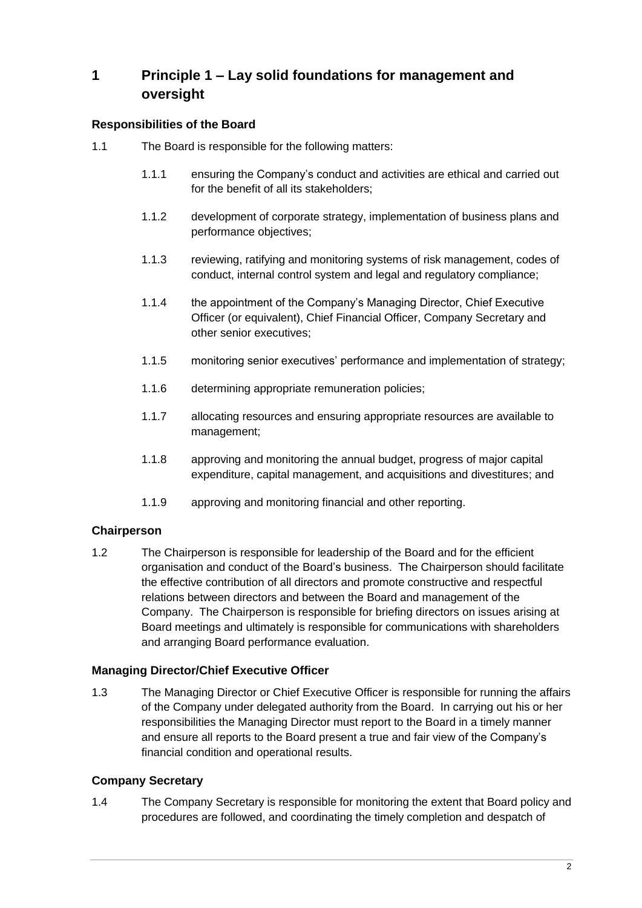# 1 Principle 1 – Lay solid foundations for management and oversight

### Responsibilities of the Board

1.1 The Board is responsible for the following matters:

1.1.1 ensuring the Company's conduct and activities are ethical and carried out for the benefit of all its stakeholders;

1.1.2 development of corporate strategy, implementation of business plans and performance objectives;

1.1.3 reviewing, ratifying and monitoring systems of risk management, codes of conduct, internal control system and legal and regulatory compliance;

1.1.4 the appointment of the Company's Managing Director, Chief Executive Officer (or equivalent), Chief Financial Officer, Company Secretary and other senior executives;

1.1.5 monitoring senior executives' performance and implementation of strategy;

1.1.6 determining appropriate remuneration policies;

1.1.7 allocating resources and ensuring appropriate resources are available to management;

1.1.8 approving and monitoring the annual budget, progress of major capital expenditure, capital management, and acquisitions and divestitures; and

1.1.9 approving and monitoring financial and other reporting.

### Chairperson

1.2 The Chairperson is responsible for leadership of the Board and for the efficient organisation and conduct of the Board's business. The Chairperson should facilitate the effective contribution of all directors and promote constructive and respectful relations between directors and between the Board and management of the Company. The Chairperson is responsible for briefing directors on issues arising at Board meetings and ultimately is responsible for communications with shareholders and arranging Board performance evaluation.

### Managing Director/Chief Executive Officer

1.3 The Managing Director or Chief Executive Officer is responsible for running the affairs of the Company under delegated authority from the Board. In carrying out his or her responsibilities the Managing Director must report to the Board in a timely manner and ensure all reports to the Board present a true and fair view of the Company's financial condition and operational results.

### Company Secretary

1.4 The Company Secretary is responsible for monitoring the extent that Board policy and procedures are followed, and coordinating the timely completion and despatch of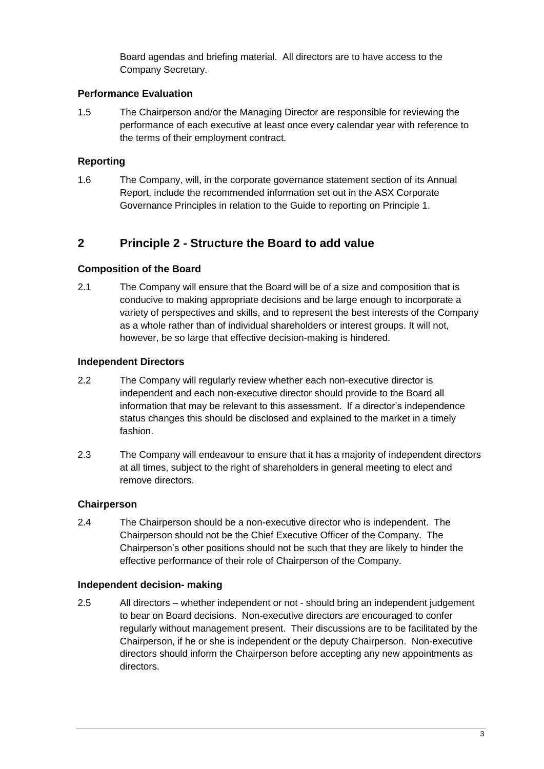Board agendas and briefing material. All directors are to have access to the Company Secretary.

### Performance Evaluation

1.5 The Chairperson and/or the Managing Director are responsible for reviewing the performance of each executive at least once every calendar year with reference to the terms of their employment contract.

### Reporting

1.6 The Company, will, in the corporate governance statement section of its Annual Report, include the recommended information set out in the ASX Corporate Governance Principles in relation to the Guide to reporting on Principle 1.

## 2 Principle 2 - Structure the Board to add value

### Composition of the Board

2.1 The Company will ensure that the Board will be of a size and composition that is conducive to making appropriate decisions and be large enough to incorporate a variety of perspectives and skills, and to represent the best interests of the Company as a whole rather than of individual shareholders or interest groups. It will not, however, be so large that effective decision-making is hindered.

### Independent Directors

2.2 The Company will regularly review whether each non-executive director is independent and each non-executive director should provide to the Board all information that may be relevant to this assessment. If a director's independence status changes this should be disclosed and explained to the market in a timely fashion.

2.3 The Company will endeavour to ensure that it has a majority of independent directors at all times, subject to the right of shareholders in general meeting to elect and remove directors.

### Chairperson

2.4 The Chairperson should be a non-executive director who is independent. The Chairperson should not be the Chief Executive Officer of the Company. The Chairperson's other positions should not be such that they are likely to hinder the effective performance of their role of Chairperson of the Company.

### Independent decision- making

2.5 All directors – whether independent or not - should bring an independent judgement to bear on Board decisions. Non-executive directors are encouraged to confer regularly without management present. Their discussions are to be facilitated by the Chairperson, if he or she is independent or the deputy Chairperson. Non-executive directors should inform the Chairperson before accepting any new appointments as directors.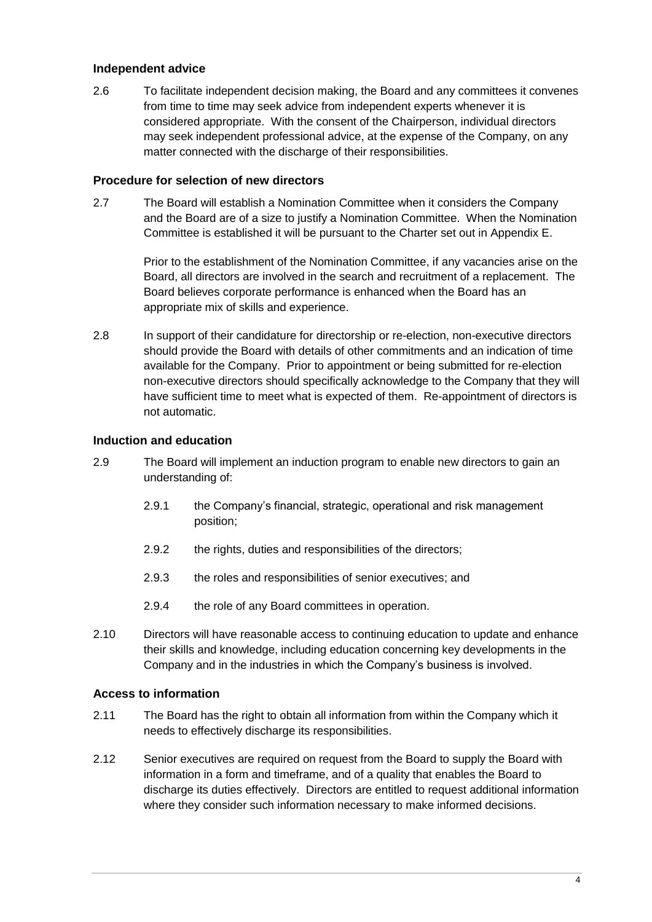### Independent advice

2.6 To facilitate independent decision making, the Board and any committees it convenes from time to time may seek advice from independent experts whenever it is considered appropriate. With the consent of the Chairperson, individual directors may seek independent professional advice, at the expense of the Company, on any matter connected with the discharge of their responsibilities.

### Procedure for selection of new directors

2.7 The Board will establish a Nomination Committee when it considers the Company and the Board are of a size to justify a Nomination Committee. When the Nomination Committee is established it will be pursuant to the Charter set out in Appendix E.

Prior to the establishment of the Nomination Committee, if any vacancies arise on the Board, all directors are involved in the search and recruitment of a replacement. The Board believes corporate performance is enhanced when the Board has an appropriate mix of skills and experience.

2.8 In support of their candidature for directorship or re-election, non-executive directors should provide the Board with details of other commitments and an indication of time available for the Company. Prior to appointment or being submitted for re-election non-executive directors should specifically acknowledge to the Company that they will have sufficient time to meet what is expected of them. Re-appointment of directors is not automatic.

### Induction and education

2.9 The Board will implement an induction program to enable new directors to gain an understanding of:

2.9.1 the Company's financial, strategic, operational and risk management position;

2.9.2 the rights, duties and responsibilities of the directors;

2.9.3 the roles and responsibilities of senior executives; and

2.9.4 the role of any Board committees in operation.

2.10 Directors will have reasonable access to continuing education to update and enhance their skills and knowledge, including education concerning key developments in the Company and in the industries in which the Company's business is involved.

### Access to information

2.11 The Board has the right to obtain all information from within the Company which it needs to effectively discharge its responsibilities.

2.12 Senior executives are required on request from the Board to supply the Board with information in a form and timeframe, and of a quality that enables the Board to discharge its duties effectively. Directors are entitled to request additional information where they consider such information necessary to make informed decisions.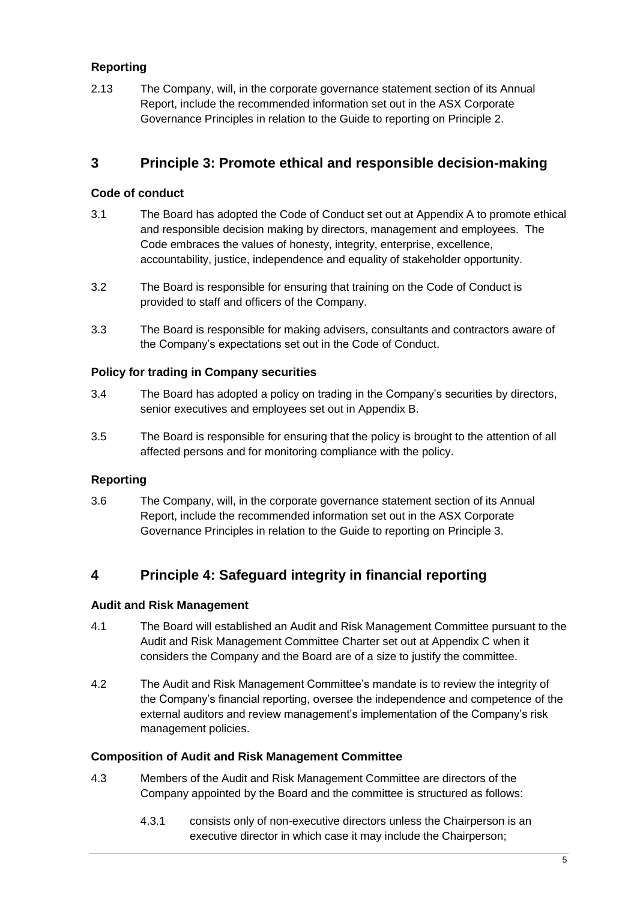### Reporting

2.13 The Company, will, in the corporate governance statement section of its Annual Report, include the recommended information set out in the ASX Corporate Governance Principles in relation to the Guide to reporting on Principle 2.

## 3 Principle 3: Promote ethical and responsible decision-making

### Code of conduct

3.1 The Board has adopted the Code of Conduct set out at Appendix A to promote ethical and responsible decision making by directors, management and employees. The Code embraces the values of honesty, integrity, enterprise, excellence, accountability, justice, independence and equality of stakeholder opportunity.

3.2 The Board is responsible for ensuring that training on the Code of Conduct is provided to staff and officers of the Company.

3.3 The Board is responsible for making advisers, consultants and contractors aware of the Company's expectations set out in the Code of Conduct.

### Policy for trading in Company securities

3.4 The Board has adopted a policy on trading in the Company's securities by directors, senior executives and employees set out in Appendix B.

3.5 The Board is responsible for ensuring that the policy is brought to the attention of all affected persons and for monitoring compliance with the policy.

### Reporting

3.6 The Company, will, in the corporate governance statement section of its Annual Report, include the recommended information set out in the ASX Corporate Governance Principles in relation to the Guide to reporting on Principle 3.

## 4 Principle 4: Safeguard integrity in financial reporting

### Audit and Risk Management

4.1 The Board will established an Audit and Risk Management Committee pursuant to the Audit and Risk Management Committee Charter set out at Appendix C when it considers the Company and the Board are of a size to justify the committee.

4.2 The Audit and Risk Management Committee's mandate is to review the integrity of the Company's financial reporting, oversee the independence and competence of the external auditors and review management's implementation of the Company's risk management policies.

### Composition of Audit and Risk Management Committee

4.3 Members of the Audit and Risk Management Committee are directors of the Company appointed by the Board and the committee is structured as follows:

4.3.1 consists only of non-executive directors unless the Chairperson is an executive director in which case it may include the Chairperson;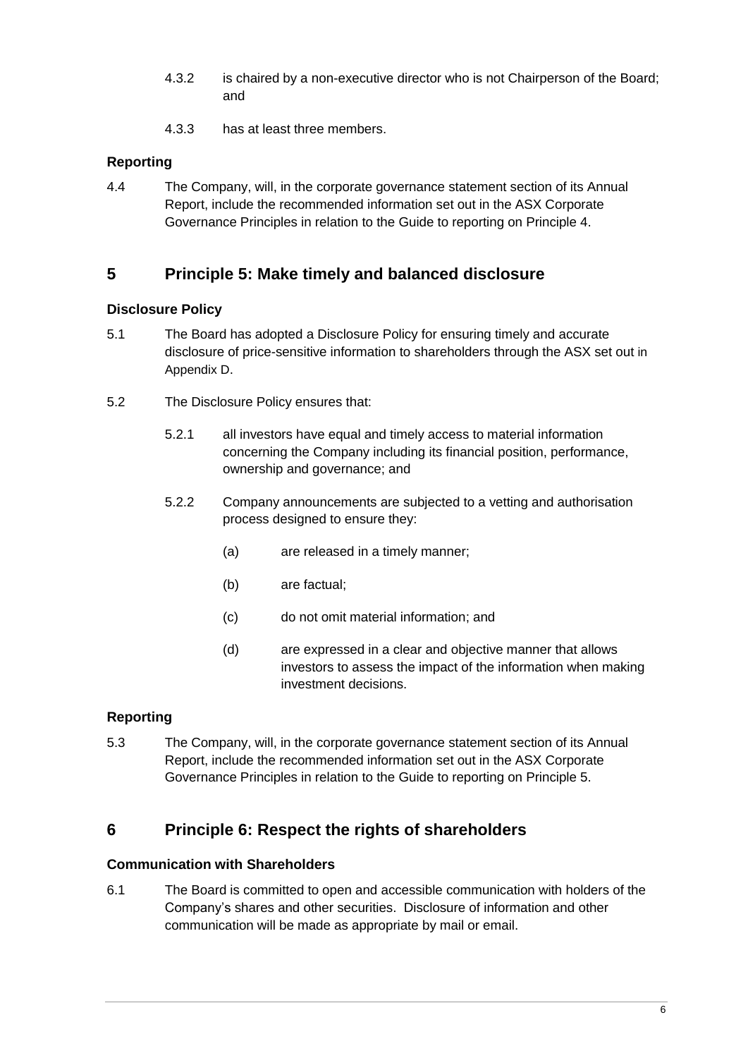4.3.2 is chaired by a non-executive director who is not Chairperson of the Board; and

4.3.3 has at least three members.

### Reporting

4.4 The Company, will, in the corporate governance statement section of its Annual Report, include the recommended information set out in the ASX Corporate Governance Principles in relation to the Guide to reporting on Principle 4.

## 5 Principle 5: Make timely and balanced disclosure

### Disclosure Policy

5.1 The Board has adopted a Disclosure Policy for ensuring timely and accurate disclosure of price-sensitive information to shareholders through the ASX set out in Appendix D.

5.2 The Disclosure Policy ensures that:

5.2.1 all investors have equal and timely access to material information concerning the Company including its financial position, performance, ownership and governance; and

5.2.2 Company announcements are subjected to a vetting and authorisation process designed to ensure they:

(a) are released in a timely manner;

(b) are factual;

(c) do not omit material information; and

(d) are expressed in a clear and objective manner that allows investors to assess the impact of the information when making investment decisions.

### Reporting

5.3 The Company, will, in the corporate governance statement section of its Annual Report, include the recommended information set out in the ASX Corporate Governance Principles in relation to the Guide to reporting on Principle 5.

## 6 Principle 6: Respect the rights of shareholders

### Communication with Shareholders

6.1 The Board is committed to open and accessible communication with holders of the Company's shares and other securities. Disclosure of information and other communication will be made as appropriate by mail or email.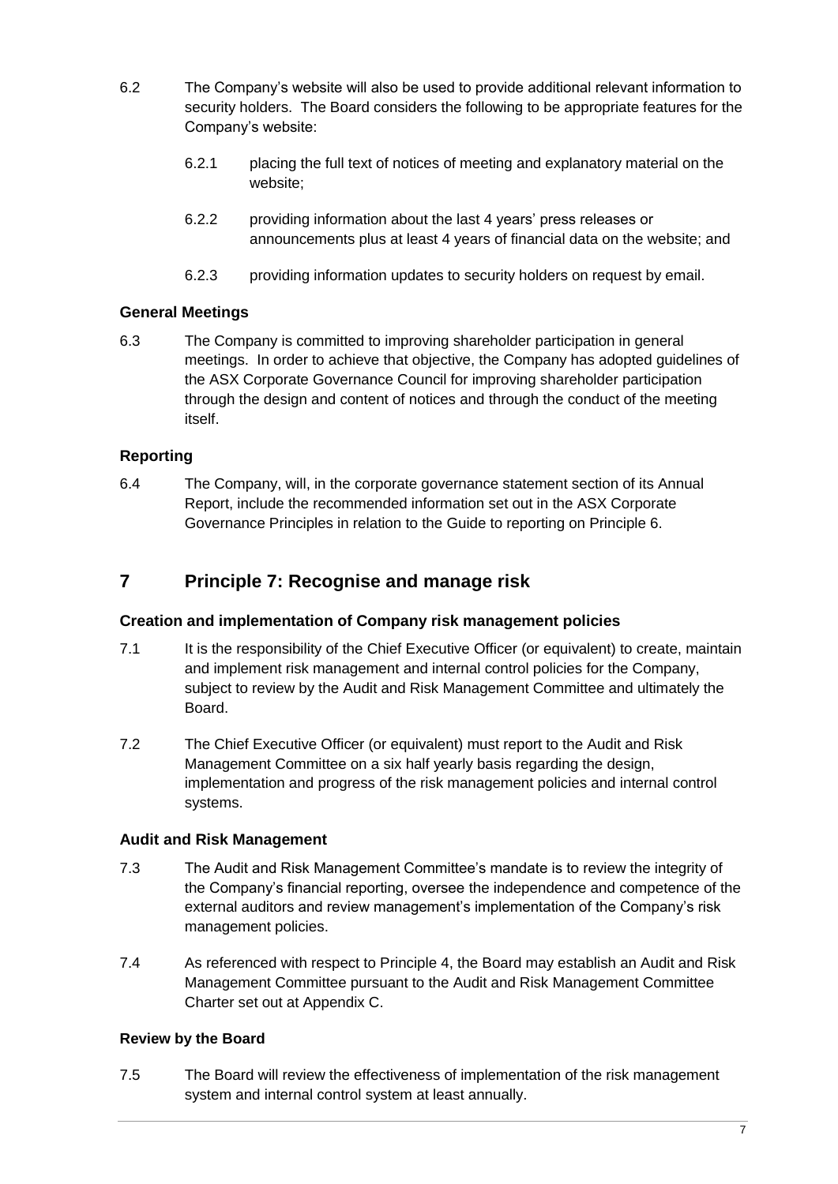6.2 The Company's website will also be used to provide additional relevant information to security holders. The Board considers the following to be appropriate features for the Company's website:

6.2.1 placing the full text of notices of meeting and explanatory material on the website;

6.2.2 providing information about the last 4 years' press releases or announcements plus at least 4 years of financial data on the website; and

6.2.3 providing information updates to security holders on request by email.

**General Meetings**

6.3 The Company is committed to improving shareholder participation in general meetings. In order to achieve that objective, the Company has adopted guidelines of the ASX Corporate Governance Council for improving shareholder participation through the design and content of notices and through the conduct of the meeting itself.

**Reporting**

6.4 The Company, will, in the corporate governance statement section of its Annual Report, include the recommended information set out in the ASX Corporate Governance Principles in relation to the Guide to reporting on Principle 6.

## 7 Principle 7: Recognise and manage risk

**Creation and implementation of Company risk management policies**

7.1 It is the responsibility of the Chief Executive Officer (or equivalent) to create, maintain and implement risk management and internal control policies for the Company, subject to review by the Audit and Risk Management Committee and ultimately the Board.

7.2 The Chief Executive Officer (or equivalent) must report to the Audit and Risk Management Committee on a six half yearly basis regarding the design, implementation and progress of the risk management policies and internal control systems.

**Audit and Risk Management**

7.3 The Audit and Risk Management Committee's mandate is to review the integrity of the Company's financial reporting, oversee the independence and competence of the external auditors and review management's implementation of the Company's risk management policies.

7.4 As referenced with respect to Principle 4, the Board may establish an Audit and Risk Management Committee pursuant to the Audit and Risk Management Committee Charter set out at Appendix C.

**Review by the Board**

7.5 The Board will review the effectiveness of implementation of the risk management system and internal control system at least annually.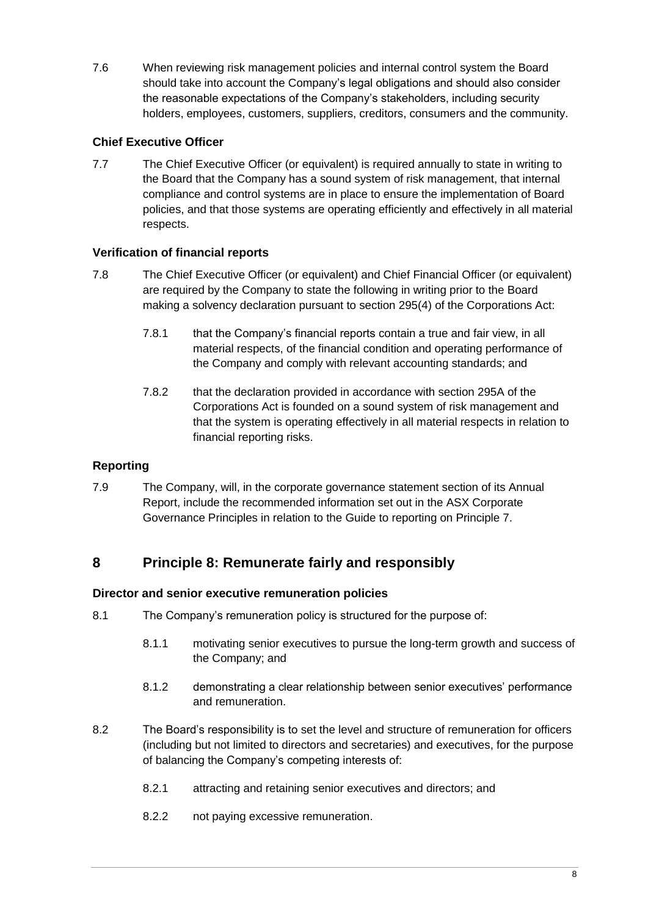7.6 When reviewing risk management policies and internal control system the Board should take into account the Company's legal obligations and should also consider the reasonable expectations of the Company's stakeholders, including security holders, employees, customers, suppliers, creditors, consumers and the community.

### Chief Executive Officer

7.7 The Chief Executive Officer (or equivalent) is required annually to state in writing to the Board that the Company has a sound system of risk management, that internal compliance and control systems are in place to ensure the implementation of Board policies, and that those systems are operating efficiently and effectively in all material respects.

### Verification of financial reports

7.8 The Chief Executive Officer (or equivalent) and Chief Financial Officer (or equivalent) are required by the Company to state the following in writing prior to the Board making a solvency declaration pursuant to section 295(4) of the Corporations Act:

7.8.1 that the Company's financial reports contain a true and fair view, in all material respects, of the financial condition and operating performance of the Company and comply with relevant accounting standards; and

7.8.2 that the declaration provided in accordance with section 295A of the Corporations Act is founded on a sound system of risk management and that the system is operating effectively in all material respects in relation to financial reporting risks.

### Reporting

7.9 The Company, will, in the corporate governance statement section of its Annual Report, include the recommended information set out in the ASX Corporate Governance Principles in relation to the Guide to reporting on Principle 7.

## 8 Principle 8: Remunerate fairly and responsibly

### Director and senior executive remuneration policies

8.1 The Company's remuneration policy is structured for the purpose of:

8.1.1 motivating senior executives to pursue the long-term growth and success of the Company; and

8.1.2 demonstrating a clear relationship between senior executives' performance and remuneration.

8.2 The Board's responsibility is to set the level and structure of remuneration for officers (including but not limited to directors and secretaries) and executives, for the purpose of balancing the Company's competing interests of:

8.2.1 attracting and retaining senior executives and directors; and

8.2.2 not paying excessive remuneration.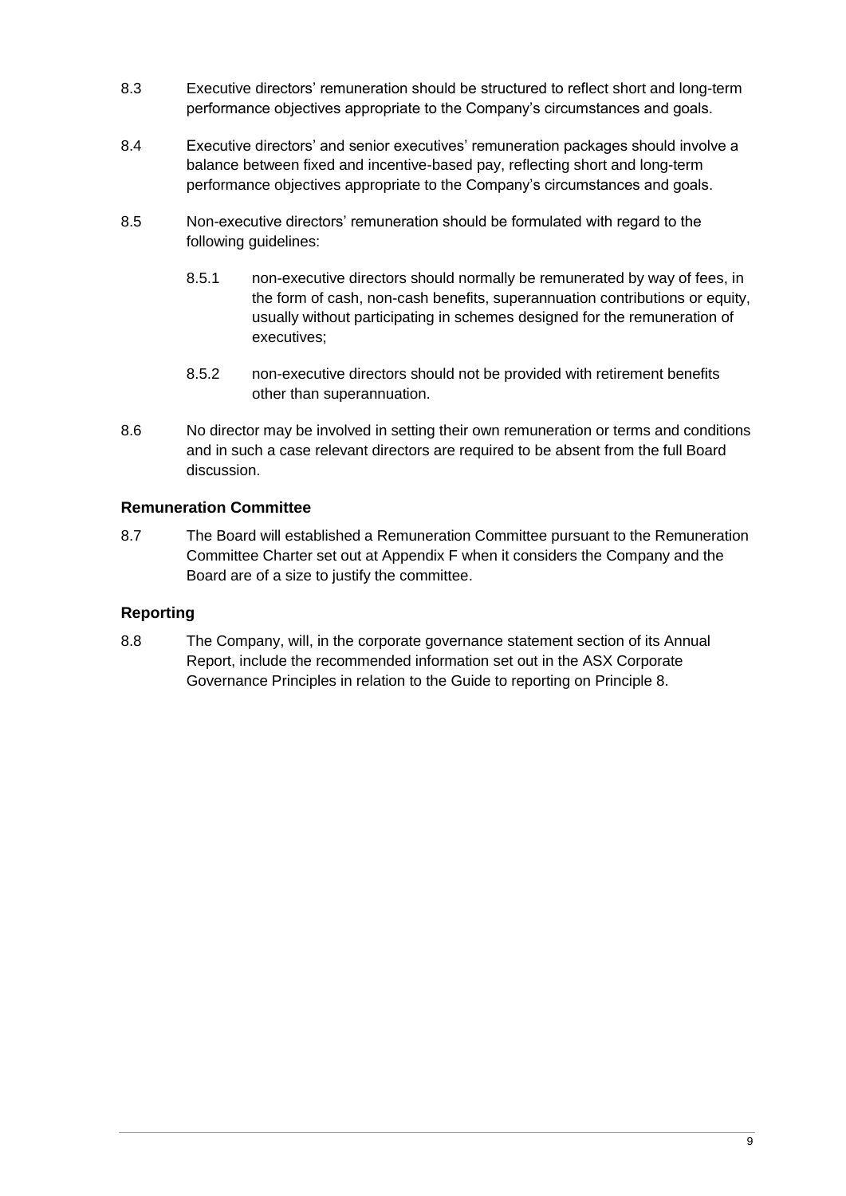8.3 Executive directors' remuneration should be structured to reflect short and long-term performance objectives appropriate to the Company's circumstances and goals.

8.4 Executive directors' and senior executives' remuneration packages should involve a balance between fixed and incentive-based pay, reflecting short and long-term performance objectives appropriate to the Company's circumstances and goals.

8.5 Non-executive directors' remuneration should be formulated with regard to the following guidelines:

- 8.5.1 non-executive directors should normally be remunerated by way of fees, in the form of cash, non-cash benefits, superannuation contributions or equity, usually without participating in schemes designed for the remuneration of executives;
- 8.5.2 non-executive directors should not be provided with retirement benefits other than superannuation.

8.6 No director may be involved in setting their own remuneration or terms and conditions and in such a case relevant directors are required to be absent from the full Board discussion.

### Remuneration Committee

8.7 The Board will established a Remuneration Committee pursuant to the Remuneration Committee Charter set out at Appendix F when it considers the Company and the Board are of a size to justify the committee.

### Reporting

8.8 The Company, will, in the corporate governance statement section of its Annual Report, include the recommended information set out in the ASX Corporate Governance Principles in relation to the Guide to reporting on Principle 8.